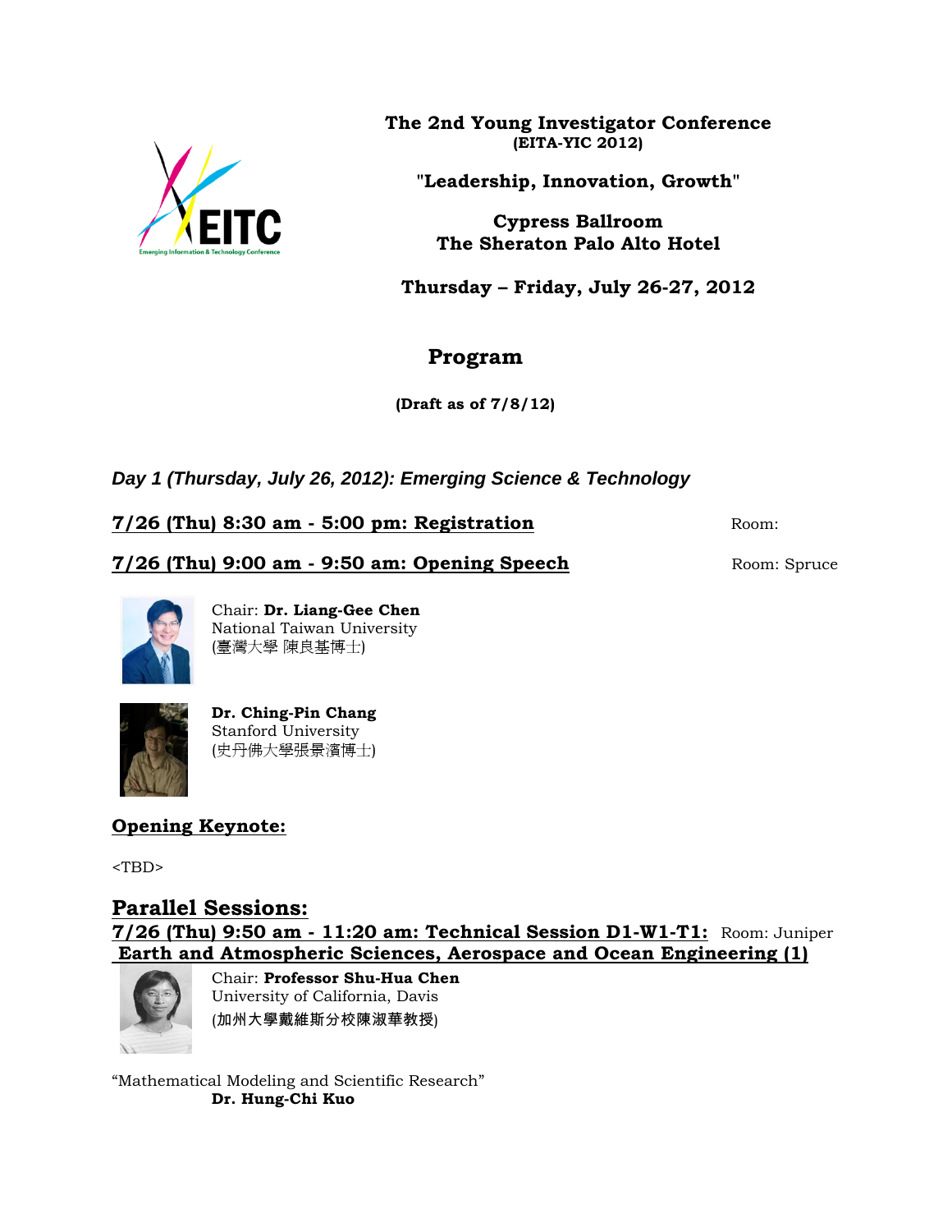**The 2nd Young Investigator Conference**
**(EITA-YIC 2012)**

**"Leadership, Innovation, Growth"**

**Cypress Ballroom**
**The Sheraton Palo Alto Hotel**

**Thursday – Friday, July 26-27, 2012**

# Program

**(Draft as of 7/8/12)**

## *Day 1 (Thursday, July 26, 2012): Emerging Science & Technology*

**7/26 (Thu) 8:30 am - 5:00 pm: Registration** Room:

**7/26 (Thu) 9:00 am - 9:50 am: Opening Speech** Room: Spruce

Chair: **Dr. Liang-Gee Chen**
National Taiwan University
(臺灣大學 陳良基博士)

**Dr. Ching-Pin Chang**
Stanford University
(史丹佛大學張景濱博士)

**Opening Keynote:**

<TBD>

## Parallel Sessions:

**7/26 (Thu) 9:50 am - 11:20 am: Technical Session D1-W1-T1:** Room: Juniper
**Earth and Atmospheric Sciences, Aerospace and Ocean Engineering (1)**

Chair: **Professor Shu-Hua Chen**
University of California, Davis
(加州大學戴維斯分校陳淑華教授)

"Mathematical Modeling and Scientific Research"
**Dr. Hung-Chi Kuo**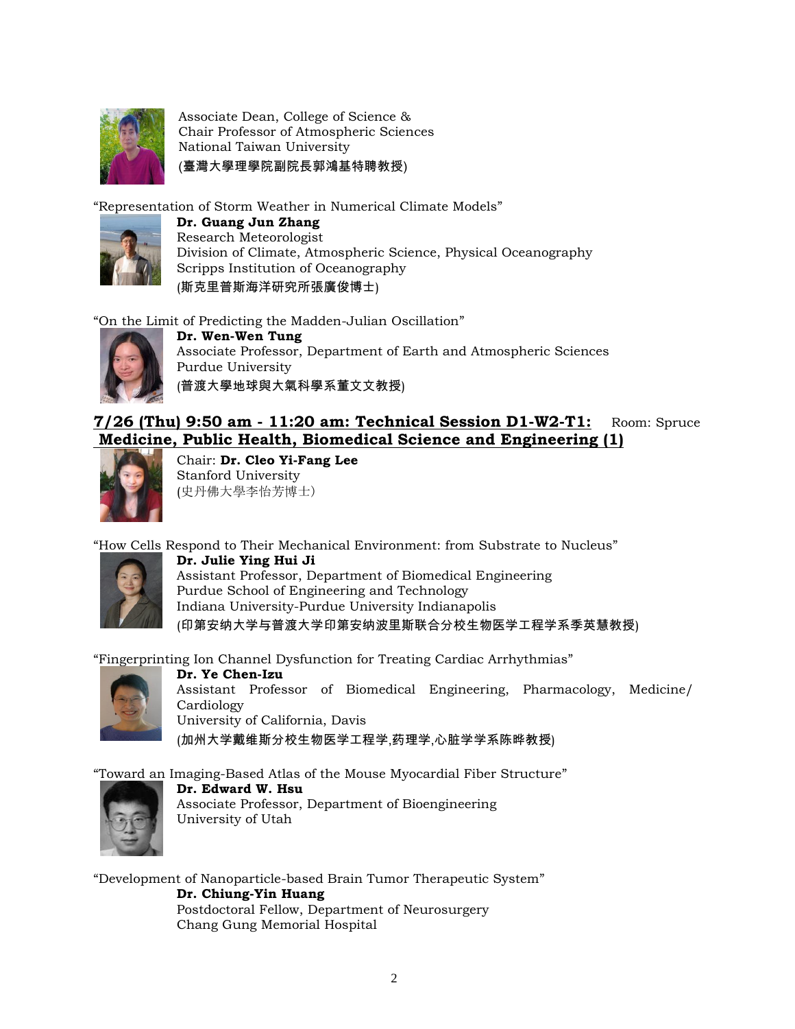Associate Dean, College of Science &
Chair Professor of Atmospheric Sciences
National Taiwan University
(臺灣大學理學院副院長郭鴻基特聘教授)

"Representation of Storm Weather in Numerical Climate Models"

**Dr. Guang Jun Zhang**
Research Meteorologist
Division of Climate, Atmospheric Science, Physical Oceanography
Scripps Institution of Oceanography
(斯克里普斯海洋研究所張廣俊博士)

"On the Limit of Predicting the Madden-Julian Oscillation"

**Dr. Wen-Wen Tung**
Associate Professor, Department of Earth and Atmospheric Sciences
Purdue University
(普渡大學地球與大氣科學系董文文教授)

## 7/26 (Thu) 9:50 am - 11:20 am: Technical Session D1-W2-T1: Room: Spruce Medicine, Public Health, Biomedical Science and Engineering (1)

Chair: **Dr. Cleo Yi-Fang Lee**
Stanford University
(史丹佛大學李怡芳博士)

"How Cells Respond to Their Mechanical Environment: from Substrate to Nucleus"

**Dr. Julie Ying Hui Ji**
Assistant Professor, Department of Biomedical Engineering
Purdue School of Engineering and Technology
Indiana University-Purdue University Indianapolis
(印第安纳大学与普渡大学印第安纳波里斯联合分校生物医学工程学系季英慧教授)

"Fingerprinting Ion Channel Dysfunction for Treating Cardiac Arrhythmias"

**Dr. Ye Chen-Izu**
Assistant Professor of Biomedical Engineering, Pharmacology, Medicine/ Cardiology
University of California, Davis
(加州大学戴维斯分校生物医学工程学,药理学,心脏学学系陈晔教授)

"Toward an Imaging-Based Atlas of the Mouse Myocardial Fiber Structure"

**Dr. Edward W. Hsu**
Associate Professor, Department of Bioengineering
University of Utah

"Development of Nanoparticle-based Brain Tumor Therapeutic System"

**Dr. Chiung-Yin Huang**
Postdoctoral Fellow, Department of Neurosurgery
Chang Gung Memorial Hospital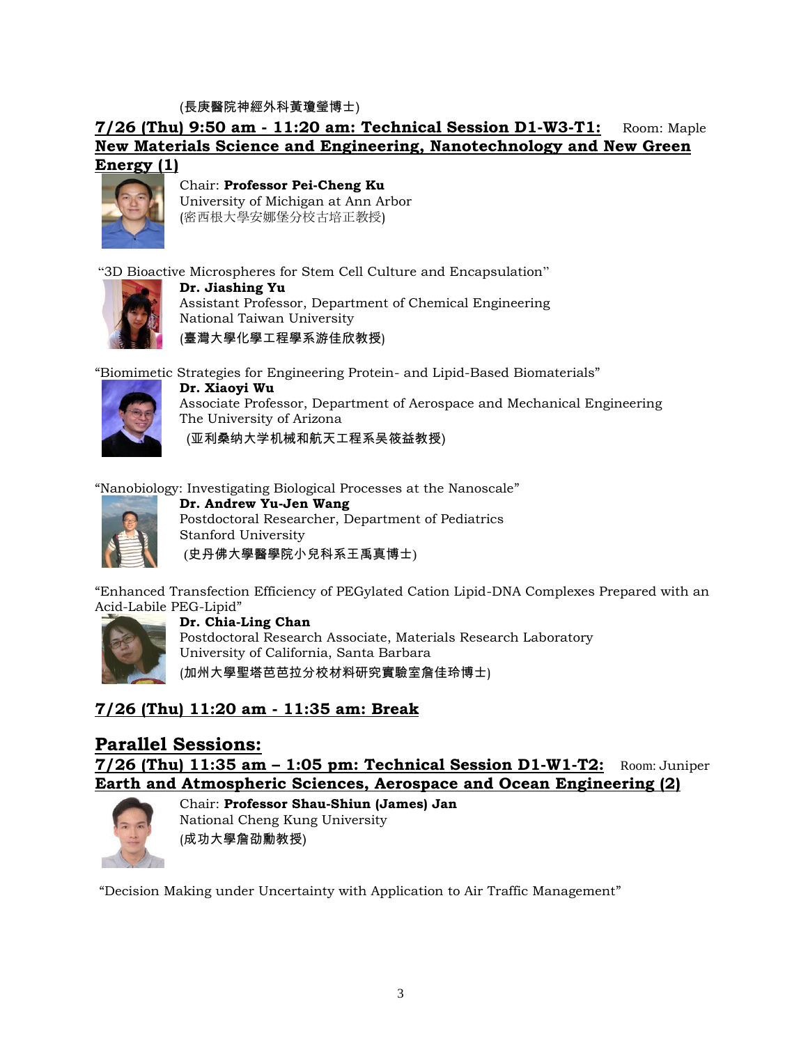(長庚醫院神經外科黃瓊瑩博士)

**7/26 (Thu) 9:50 am - 11:20 am: Technical Session D1-W3-T1:** Room: Maple

**New Materials Science and Engineering, Nanotechnology and New Green Energy (1)**

Chair: **Professor Pei-Cheng Ku**
University of Michigan at Ann Arbor
(密西根大學安娜堡分校古培正教授)

"3D Bioactive Microspheres for Stem Cell Culture and Encapsulation"

**Dr. Jiashing Yu**
Assistant Professor, Department of Chemical Engineering
National Taiwan University
(臺灣大學化學工程學系游佳欣教授)

"Biomimetic Strategies for Engineering Protein- and Lipid-Based Biomaterials"

**Dr. Xiaoyi Wu**
Associate Professor, Department of Aerospace and Mechanical Engineering
The University of Arizona
(亚利桑纳大学机械和航天工程系吴筱益教授)

"Nanobiology: Investigating Biological Processes at the Nanoscale"

**Dr. Andrew Yu-Jen Wang**
Postdoctoral Researcher, Department of Pediatrics
Stanford University
(史丹佛大學醫學院小兒科系王禹真博士)

"Enhanced Transfection Efficiency of PEGylated Cation Lipid-DNA Complexes Prepared with an Acid-Labile PEG-Lipid"

**Dr. Chia-Ling Chan**
Postdoctoral Research Associate, Materials Research Laboratory
University of California, Santa Barbara
(加州大學聖塔芭芭拉分校材料研究實驗室詹佳玲博士)

**7/26 (Thu) 11:20 am - 11:35 am: Break**

## Parallel Sessions:

**7/26 (Thu) 11:35 am – 1:05 pm: Technical Session D1-W1-T2:** Room: Juniper

**Earth and Atmospheric Sciences, Aerospace and Ocean Engineering (2)**

Chair: **Professor Shau-Shiun (James) Jan**
National Cheng Kung University
(成功大學詹劭勳教授)

"Decision Making under Uncertainty with Application to Air Traffic Management"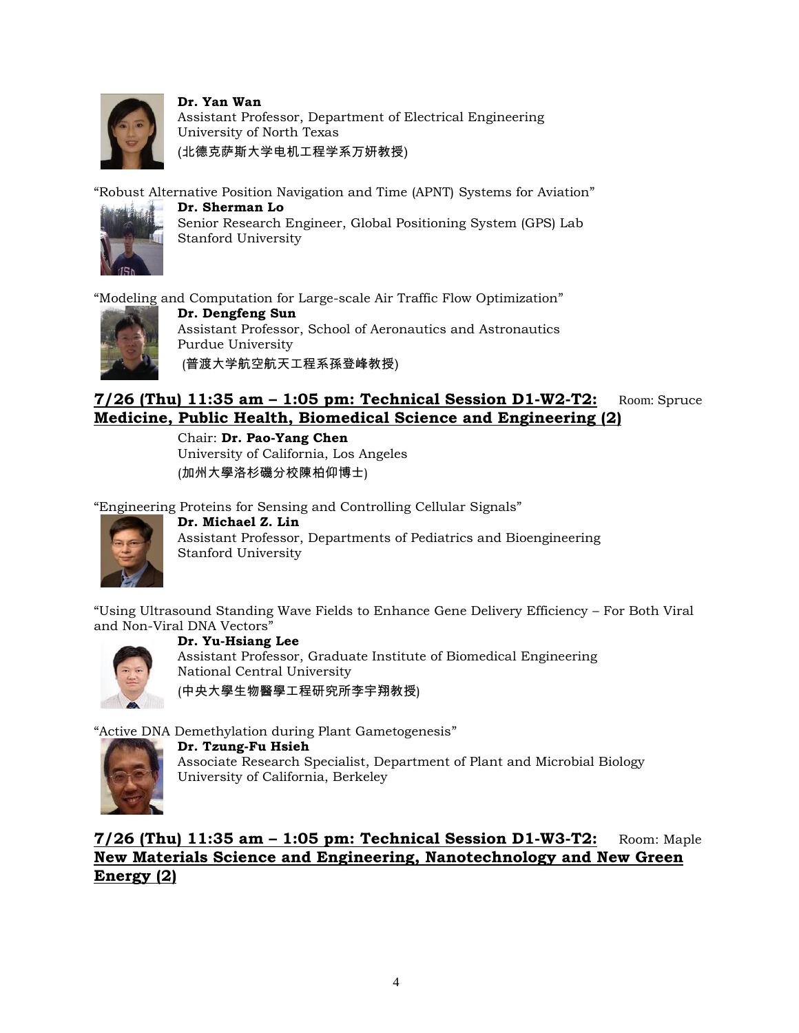**Dr. Yan Wan**
Assistant Professor, Department of Electrical Engineering
University of North Texas
(北德克萨斯大学电机工程学系万妍教授)

"Robust Alternative Position Navigation and Time (APNT) Systems for Aviation"

**Dr. Sherman Lo**
Senior Research Engineer, Global Positioning System (GPS) Lab
Stanford University

"Modeling and Computation for Large-scale Air Traffic Flow Optimization"

**Dr. Dengfeng Sun**
Assistant Professor, School of Aeronautics and Astronautics
Purdue University
(普渡大学航空航天工程系孫登峰教授)

## 7/26 (Thu) 11:35 am – 1:05 pm: Technical Session D1-W2-T2: Medicine, Public Health, Biomedical Science and Engineering (2)

Room: Spruce

Chair: **Dr. Pao-Yang Chen**
University of California, Los Angeles
(加州大學洛杉磯分校陳柏仰博士)

"Engineering Proteins for Sensing and Controlling Cellular Signals"

**Dr. Michael Z. Lin**
Assistant Professor, Departments of Pediatrics and Bioengineering
Stanford University

"Using Ultrasound Standing Wave Fields to Enhance Gene Delivery Efficiency – For Both Viral and Non-Viral DNA Vectors"

**Dr. Yu-Hsiang Lee**
Assistant Professor, Graduate Institute of Biomedical Engineering
National Central University
(中央大學生物醫學工程研究所李宇翔教授)

"Active DNA Demethylation during Plant Gametogenesis"

**Dr. Tzung-Fu Hsieh**
Associate Research Specialist, Department of Plant and Microbial Biology
University of California, Berkeley

## 7/26 (Thu) 11:35 am – 1:05 pm: Technical Session D1-W3-T2: New Materials Science and Engineering, Nanotechnology and New Green Energy (2)

Room: Maple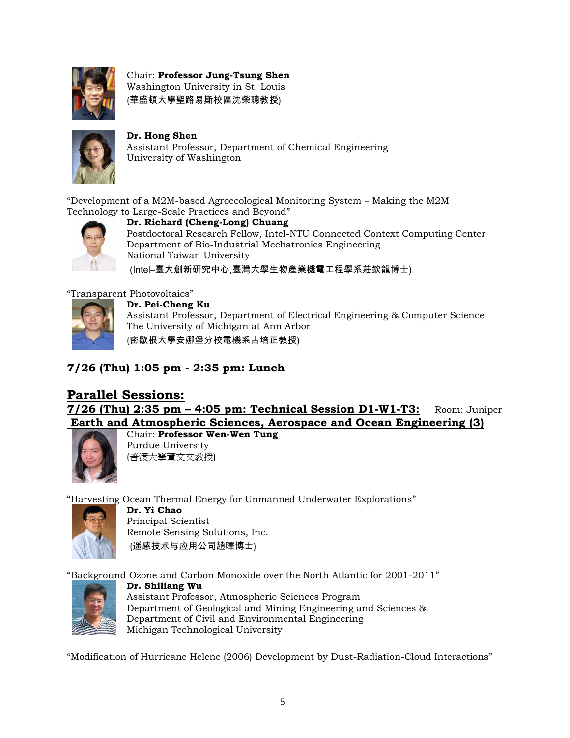Chair: **Professor Jung-Tsung Shen**
Washington University in St. Louis
(華盛頓大學聖路易斯校區沈榮聰教授)

**Dr. Hong Shen**
Assistant Professor, Department of Chemical Engineering
University of Washington

"Development of a M2M-based Agroecological Monitoring System – Making the M2M Technology to Large-Scale Practices and Beyond"

**Dr. Richard (Cheng-Long) Chuang**
Postdoctoral Research Fellow, Intel-NTU Connected Context Computing Center
Department of Bio-Industrial Mechatronics Engineering
National Taiwan University
(Intel–臺大創新研究中心,臺灣大學生物產業機電工程學系莊欽龍博士)

"Transparent Photovoltaics"

**Dr. Pei-Cheng Ku**
Assistant Professor, Department of Electrical Engineering & Computer Science
The University of Michigan at Ann Arbor
(密歇根大學安娜堡分校電機系古培正教授)

## 7/26 (Thu) 1:05 pm - 2:35 pm: Lunch

## Parallel Sessions:

### 7/26 (Thu) 2:35 pm – 4:05 pm: Technical Session D1-W1-T3: Earth and Atmospheric Sciences, Aerospace and Ocean Engineering (3)

Room: Juniper

Chair: **Professor Wen-Wen Tung**
Purdue University
(普渡大學董文文教授)

"Harvesting Ocean Thermal Energy for Unmanned Underwater Explorations"

**Dr. Yi Chao**
Principal Scientist
Remote Sensing Solutions, Inc.
(遥感技术与应用公司趙曎博士)

"Background Ozone and Carbon Monoxide over the North Atlantic for 2001-2011"

**Dr. Shiliang Wu**
Assistant Professor, Atmospheric Sciences Program
Department of Geological and Mining Engineering and Sciences &
Department of Civil and Environmental Engineering
Michigan Technological University

"Modification of Hurricane Helene (2006) Development by Dust-Radiation-Cloud Interactions"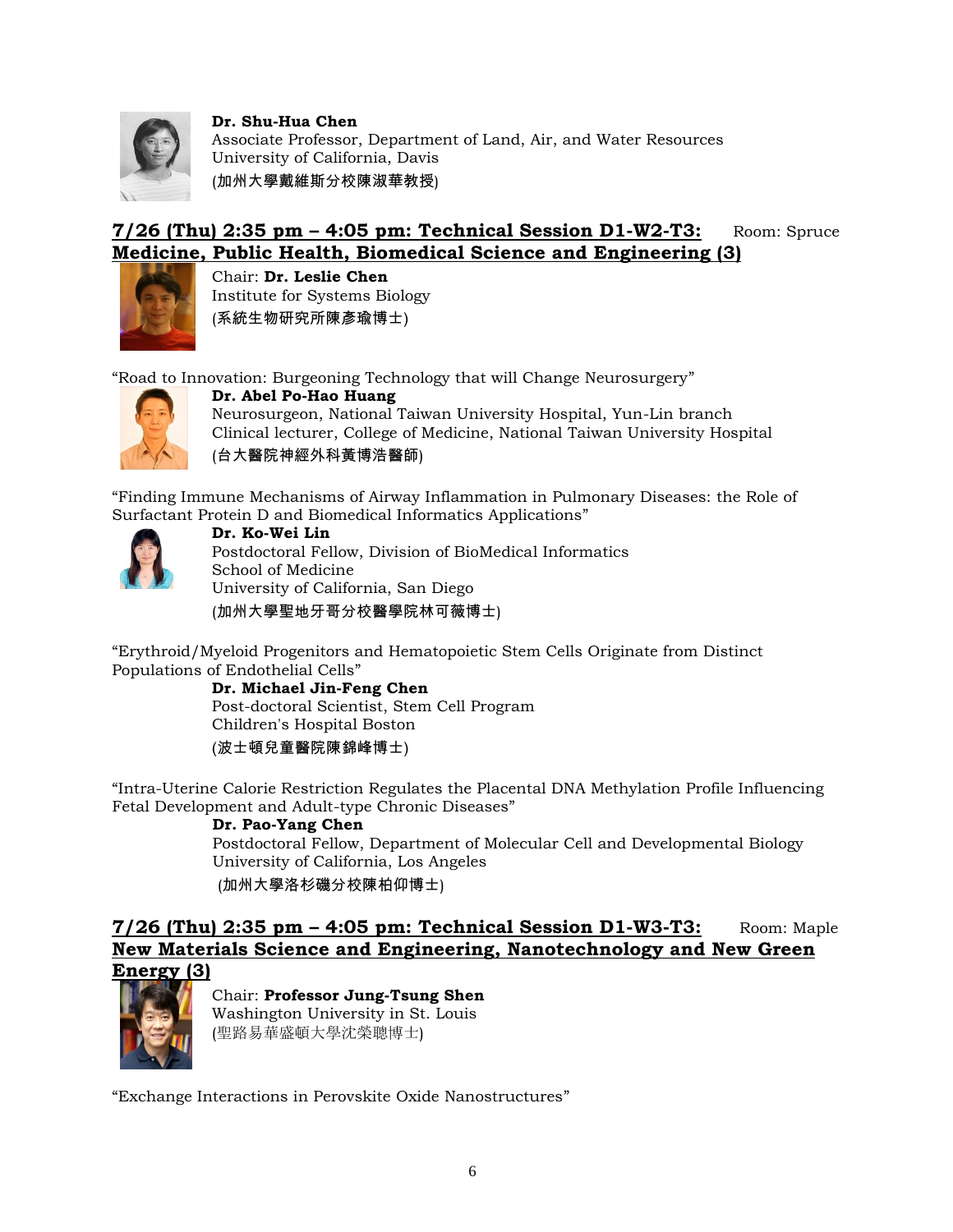**Dr. Shu-Hua Chen**
Associate Professor, Department of Land, Air, and Water Resources
University of California, Davis
(加州大學戴維斯分校陳淑華教授)

## 7/26 (Thu) 2:35 pm – 4:05 pm: Technical Session D1-W2-T3: Medicine, Public Health, Biomedical Science and Engineering (3)

Room: Spruce

Chair: **Dr. Leslie Chen**
Institute for Systems Biology
(系統生物研究所陳彥瑜博士)

"Road to Innovation: Burgeoning Technology that will Change Neurosurgery"

**Dr. Abel Po-Hao Huang**
Neurosurgeon, National Taiwan University Hospital, Yun-Lin branch
Clinical lecturer, College of Medicine, National Taiwan University Hospital
(台大醫院神經外科黃博浩醫師)

"Finding Immune Mechanisms of Airway Inflammation in Pulmonary Diseases: the Role of Surfactant Protein D and Biomedical Informatics Applications"

**Dr. Ko-Wei Lin**
Postdoctoral Fellow, Division of BioMedical Informatics
School of Medicine
University of California, San Diego
(加州大學聖地牙哥分校醫學院林可薇博士)

"Erythroid/Myeloid Progenitors and Hematopoietic Stem Cells Originate from Distinct Populations of Endothelial Cells"

**Dr. Michael Jin-Feng Chen**
Post-doctoral Scientist, Stem Cell Program
Children's Hospital Boston
(波士頓兒童醫院陳錦峰博士)

"Intra-Uterine Calorie Restriction Regulates the Placental DNA Methylation Profile Influencing Fetal Development and Adult-type Chronic Diseases"

**Dr. Pao-Yang Chen**
Postdoctoral Fellow, Department of Molecular Cell and Developmental Biology
University of California, Los Angeles
(加州大學洛杉磯分校陳柏仰博士)

## 7/26 (Thu) 2:35 pm – 4:05 pm: Technical Session D1-W3-T3: New Materials Science and Engineering, Nanotechnology and New Green Energy (3)

Room: Maple

Chair: **Professor Jung-Tsung Shen**
Washington University in St. Louis
(聖路易華盛頓大學沈榮聰博士)

"Exchange Interactions in Perovskite Oxide Nanostructures"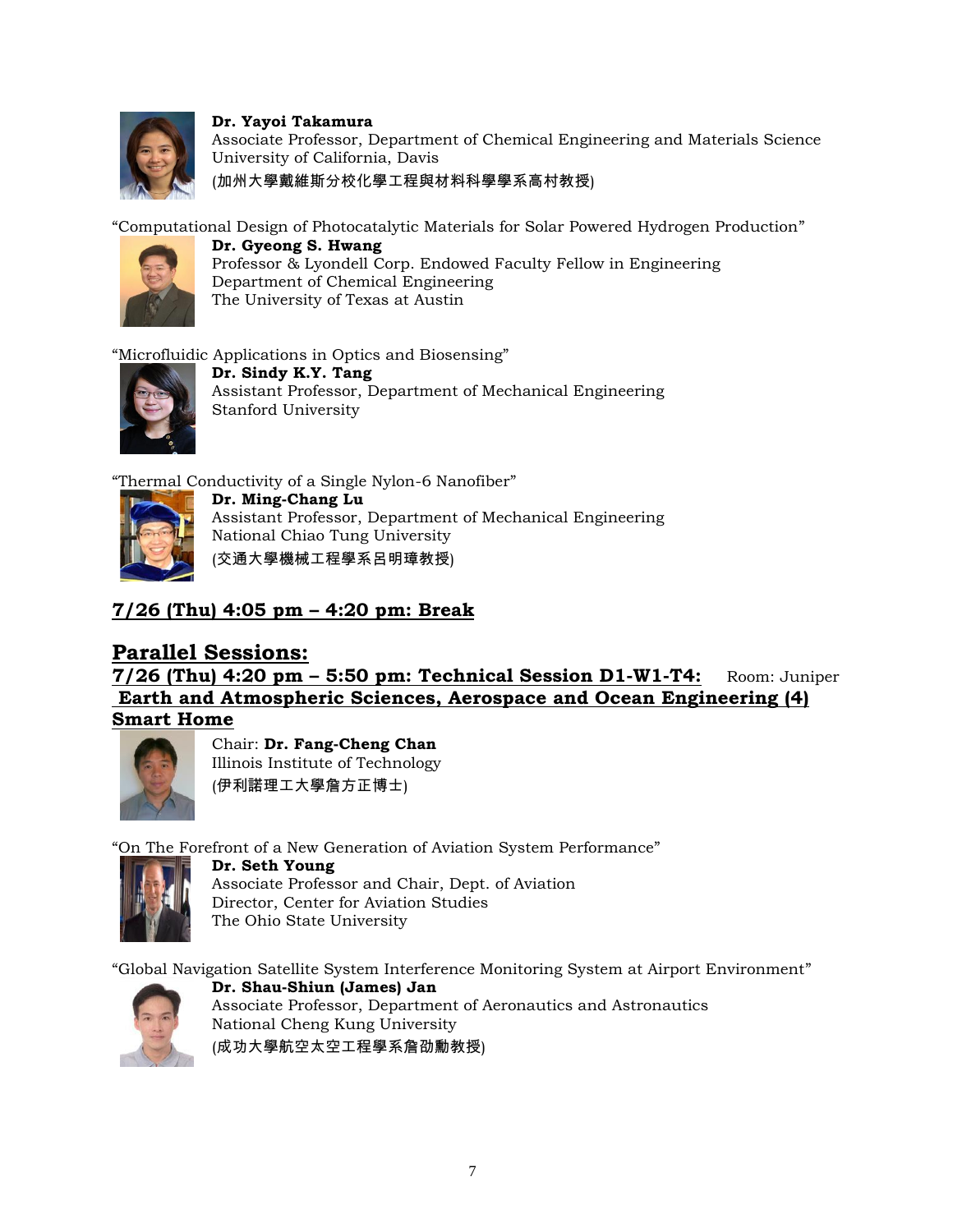**Dr. Yayoi Takamura**
Associate Professor, Department of Chemical Engineering and Materials Science
University of California, Davis
(加州大學戴維斯分校化學工程與材料科學學系高村教授)

"Computational Design of Photocatalytic Materials for Solar Powered Hydrogen Production"

**Dr. Gyeong S. Hwang**
Professor & Lyondell Corp. Endowed Faculty Fellow in Engineering
Department of Chemical Engineering
The University of Texas at Austin

"Microfluidic Applications in Optics and Biosensing"

**Dr. Sindy K.Y. Tang**
Assistant Professor, Department of Mechanical Engineering
Stanford University

"Thermal Conductivity of a Single Nylon-6 Nanofiber"

**Dr. Ming-Chang Lu**
Assistant Professor, Department of Mechanical Engineering
National Chiao Tung University
(交通大學機械工程學系呂明璋教授)

## 7/26 (Thu) 4:05 pm – 4:20 pm: Break

## Parallel Sessions:

### 7/26 (Thu) 4:20 pm – 5:50 pm: Technical Session D1-W1-T4: Room: Juniper

### Earth and Atmospheric Sciences, Aerospace and Ocean Engineering (4) Smart Home

Chair: **Dr. Fang-Cheng Chan**
Illinois Institute of Technology
(伊利諾理工大學詹方正博士)

"On The Forefront of a New Generation of Aviation System Performance"

**Dr. Seth Young**
Associate Professor and Chair, Dept. of Aviation
Director, Center for Aviation Studies
The Ohio State University

"Global Navigation Satellite System Interference Monitoring System at Airport Environment"

**Dr. Shau-Shiun (James) Jan**
Associate Professor, Department of Aeronautics and Astronautics
National Cheng Kung University
(成功大學航空太空工程學系詹劭勳教授)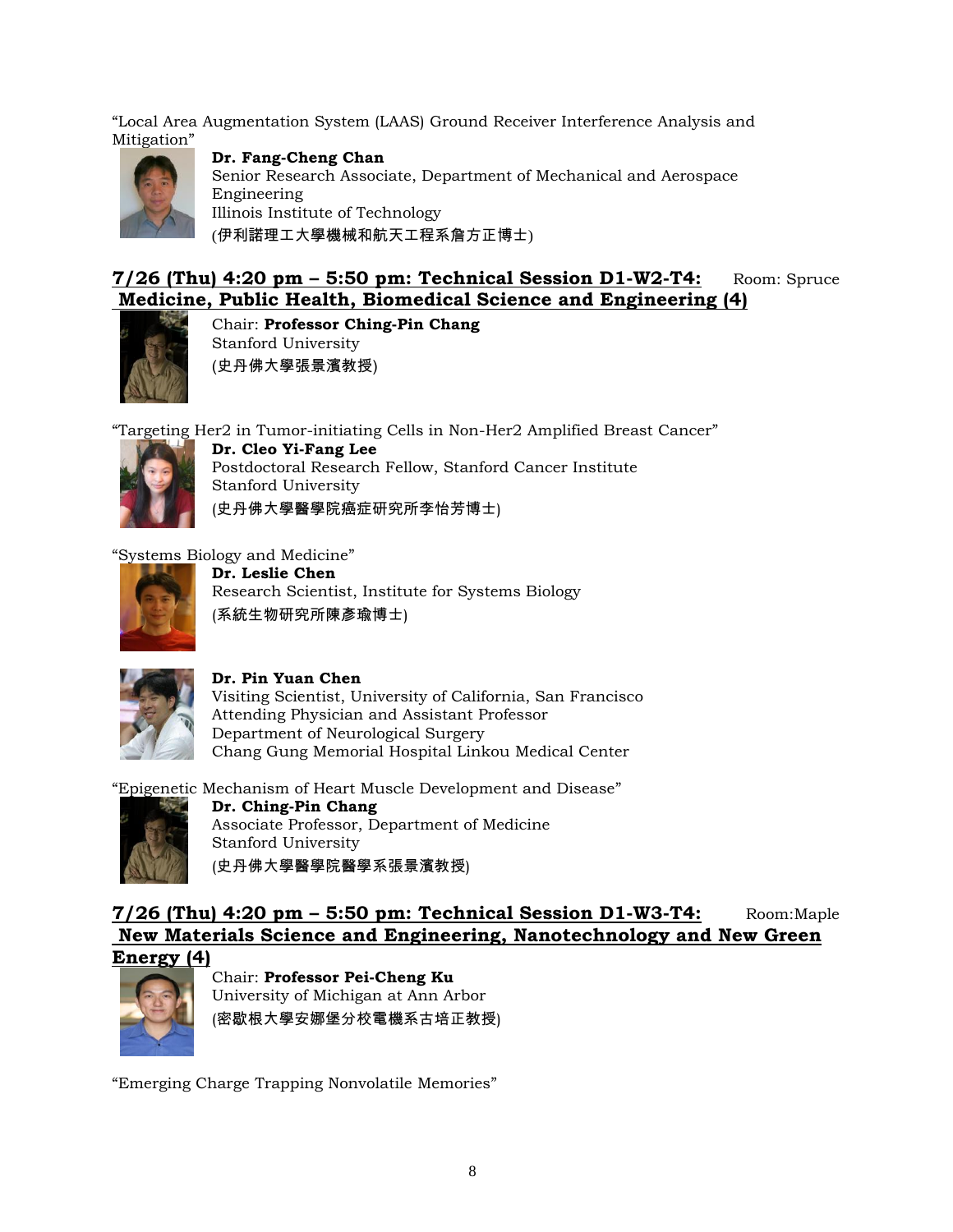"Local Area Augmentation System (LAAS) Ground Receiver Interference Analysis and Mitigation"

**Dr. Fang-Cheng Chan**
Senior Research Associate, Department of Mechanical and Aerospace Engineering
Illinois Institute of Technology
(伊利諾理工大學機械和航天工程系詹方正博士)

## 7/26 (Thu) 4:20 pm – 5:50 pm: Technical Session D1-W2-T4: Medicine, Public Health, Biomedical Science and Engineering (4)

Room: Spruce

Chair: **Professor Ching-Pin Chang**
Stanford University
(史丹佛大學張景濱教授)

"Targeting Her2 in Tumor-initiating Cells in Non-Her2 Amplified Breast Cancer"

**Dr. Cleo Yi-Fang Lee**
Postdoctoral Research Fellow, Stanford Cancer Institute
Stanford University
(史丹佛大學醫學院癌症研究所李怡芳博士)

"Systems Biology and Medicine"

**Dr. Leslie Chen**
Research Scientist, Institute for Systems Biology
(系統生物研究所陳彥瑜博士)

**Dr. Pin Yuan Chen**
Visiting Scientist, University of California, San Francisco
Attending Physician and Assistant Professor
Department of Neurological Surgery
Chang Gung Memorial Hospital Linkou Medical Center

"Epigenetic Mechanism of Heart Muscle Development and Disease"

**Dr. Ching-Pin Chang**
Associate Professor, Department of Medicine
Stanford University
(史丹佛大學醫學院醫學系張景濱教授)

## 7/26 (Thu) 4:20 pm – 5:50 pm: Technical Session D1-W3-T4: New Materials Science and Engineering, Nanotechnology and New Green Energy (4)

Room:Maple

Chair: **Professor Pei-Cheng Ku**
University of Michigan at Ann Arbor
(密歇根大學安娜堡分校電機系古培正教授)

"Emerging Charge Trapping Nonvolatile Memories"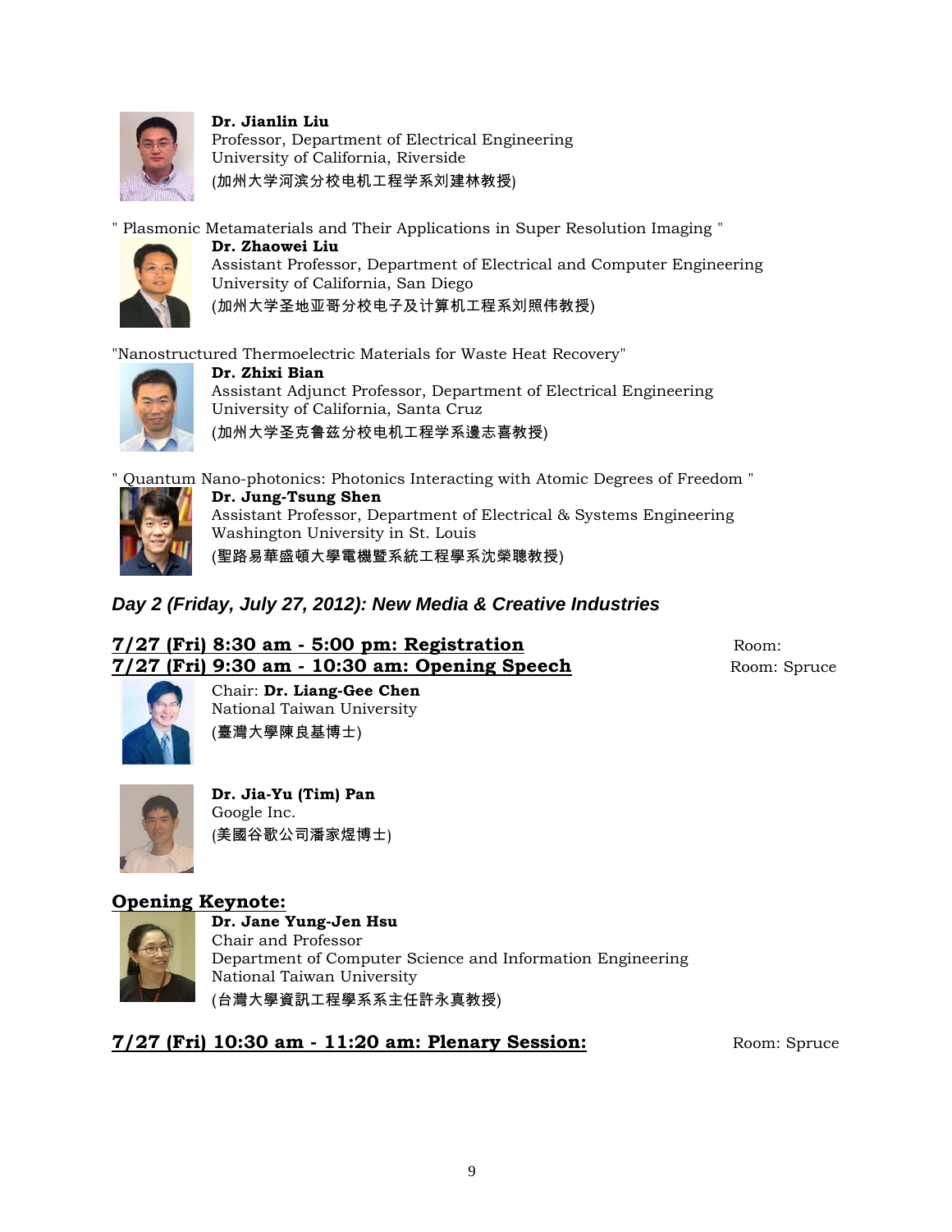**Dr. Jianlin Liu**
Professor, Department of Electrical Engineering
University of California, Riverside
(加州大学河滨分校电机工程学系刘建林教授)

" Plasmonic Metamaterials and Their Applications in Super Resolution Imaging "

**Dr. Zhaowei Liu**
Assistant Professor, Department of Electrical and Computer Engineering
University of California, San Diego
(加州大学圣地亚哥分校电子及计算机工程系刘照伟教授)

"Nanostructured Thermoelectric Materials for Waste Heat Recovery"

**Dr. Zhixi Bian**
Assistant Adjunct Professor, Department of Electrical Engineering
University of California, Santa Cruz
(加州大学圣克鲁兹分校电机工程学系邊志喜教授)

" Quantum Nano-photonics: Photonics Interacting with Atomic Degrees of Freedom "

**Dr. Jung-Tsung Shen**
Assistant Professor, Department of Electrical & Systems Engineering
Washington University in St. Louis
(聖路易華盛頓大學電機暨系統工程學系沈榮聰教授)

### *Day 2 (Friday, July 27, 2012): New Media & Creative Industries*

**7/27 (Fri) 8:30 am - 5:00 pm: Registration** Room:

**7/27 (Fri) 9:30 am - 10:30 am: Opening Speech** Room: Spruce

Chair: **Dr. Liang-Gee Chen**
National Taiwan University
(臺灣大學陳良基博士)

**Dr. Jia-Yu (Tim) Pan**
Google Inc.
(美國谷歌公司潘家煜博士)

**Opening Keynote:**

**Dr. Jane Yung-Jen Hsu**
Chair and Professor
Department of Computer Science and Information Engineering
National Taiwan University
(台灣大學資訊工程學系系主任許永真教授)

**7/27 (Fri) 10:30 am - 11:20 am: Plenary Session:** Room: Spruce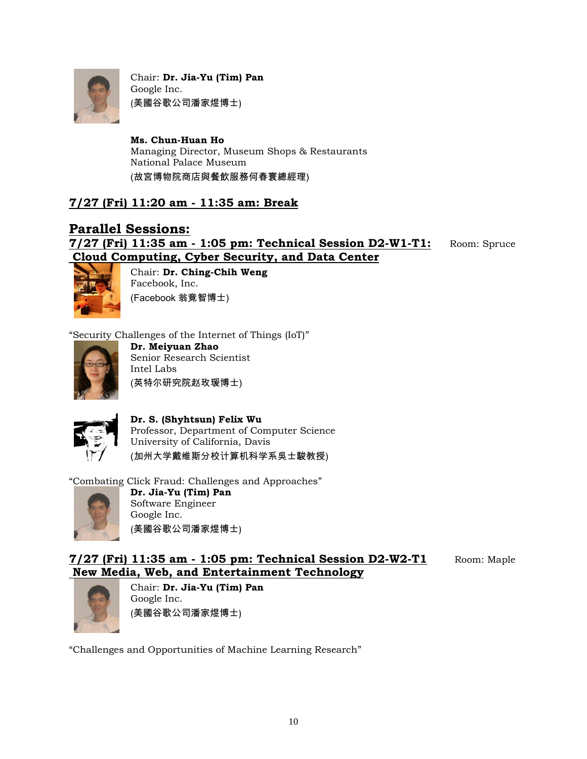Chair: **Dr. Jia-Yu (Tim) Pan**
Google Inc.
(美國谷歌公司潘家煜博士)

**Ms. Chun-Huan Ho**
Managing Director, Museum Shops & Restaurants
National Palace Museum
(故宮博物院商店與餐飲服務何春寰總經理)

## 7/27 (Fri) 11:20 am - 11:35 am: Break

## Parallel Sessions:

### 7/27 (Fri) 11:35 am - 1:05 pm: Technical Session D2-W1-T1: Cloud Computing, Cyber Security, and Data Center

Room: Spruce

Chair: **Dr. Ching-Chih Weng**
Facebook, Inc.
(Facebook 翁竟智博士)

"Security Challenges of the Internet of Things (IoT)"

**Dr. Meiyuan Zhao**
Senior Research Scientist
Intel Labs
(英特尔研究院赵玫瑗博士)

**Dr. S. (Shyhtsun) Felix Wu**
Professor, Department of Computer Science
University of California, Davis
(加州大学戴维斯分校计算机科学系吴士駿教授)

"Combating Click Fraud: Challenges and Approaches"

**Dr. Jia-Yu (Tim) Pan**
Software Engineer
Google Inc.
(美國谷歌公司潘家煜博士)

### 7/27 (Fri) 11:35 am - 1:05 pm: Technical Session D2-W2-T1 New Media, Web, and Entertainment Technology

Room: Maple

Chair: **Dr. Jia-Yu (Tim) Pan**
Google Inc.
(美國谷歌公司潘家煜博士)

"Challenges and Opportunities of Machine Learning Research"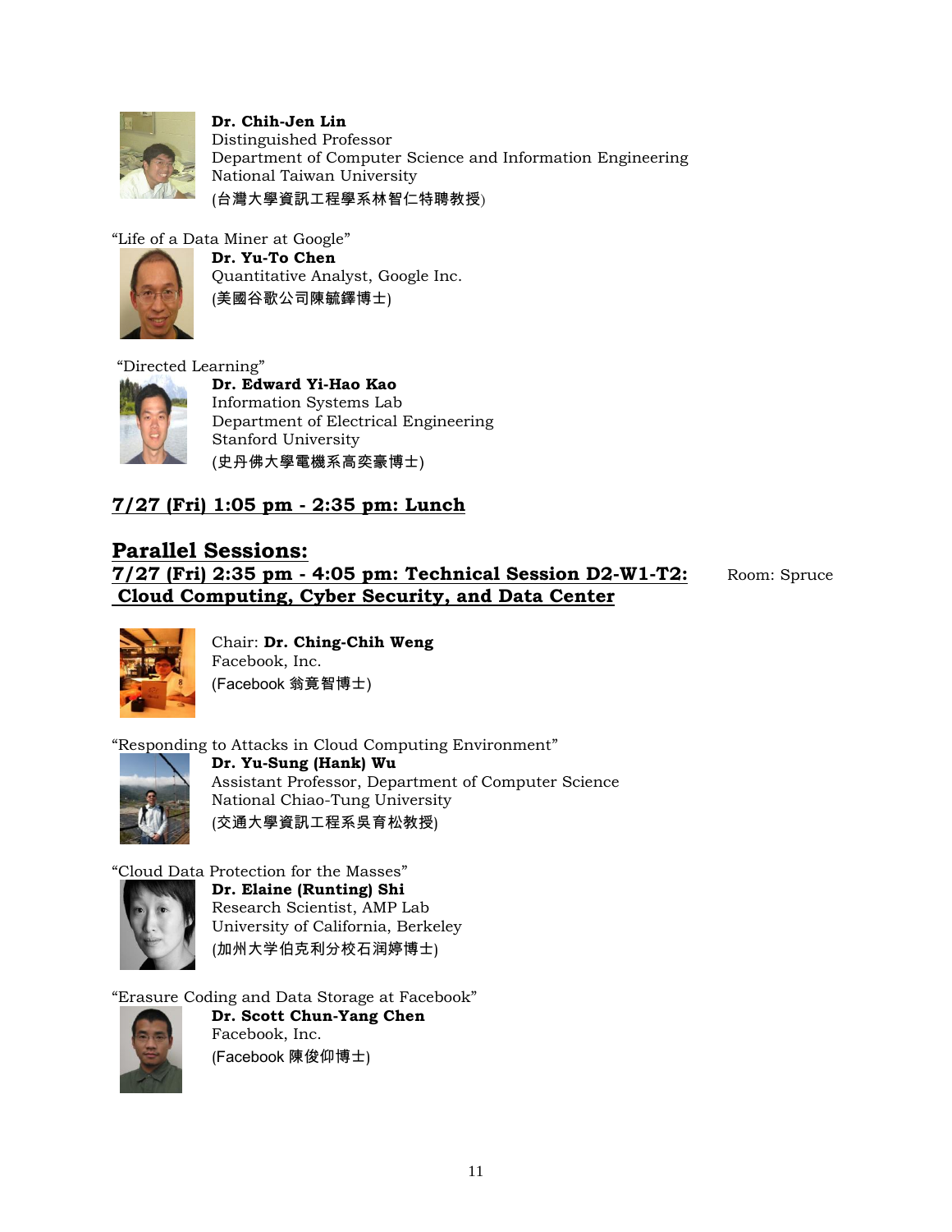**Dr. Chih-Jen Lin**
Distinguished Professor
Department of Computer Science and Information Engineering
National Taiwan University
(台灣大學資訊工程學系林智仁特聘教授)

"Life of a Data Miner at Google"
**Dr. Yu-To Chen**
Quantitative Analyst, Google Inc.
(美國谷歌公司陳毓鐸博士)

"Directed Learning"
**Dr. Edward Yi-Hao Kao**
Information Systems Lab
Department of Electrical Engineering
Stanford University
(史丹佛大學電機系高奕豪博士)

## 7/27 (Fri) 1:05 pm - 2:35 pm: Lunch

## Parallel Sessions:

## 7/27 (Fri) 2:35 pm - 4:05 pm: Technical Session D2-W1-T2: Cloud Computing, Cyber Security, and Data Center

Room: Spruce

Chair: **Dr. Ching-Chih Weng**
Facebook, Inc.
(Facebook 翁竟智博士)

"Responding to Attacks in Cloud Computing Environment"
**Dr. Yu-Sung (Hank) Wu**
Assistant Professor, Department of Computer Science
National Chiao-Tung University
(交通大學資訊工程系吳育松教授)

"Cloud Data Protection for the Masses"
**Dr. Elaine (Runting) Shi**
Research Scientist, AMP Lab
University of California, Berkeley
(加州大学伯克利分校石润婷博士)

"Erasure Coding and Data Storage at Facebook"
**Dr. Scott Chun-Yang Chen**
Facebook, Inc.
(Facebook 陳俊仰博士)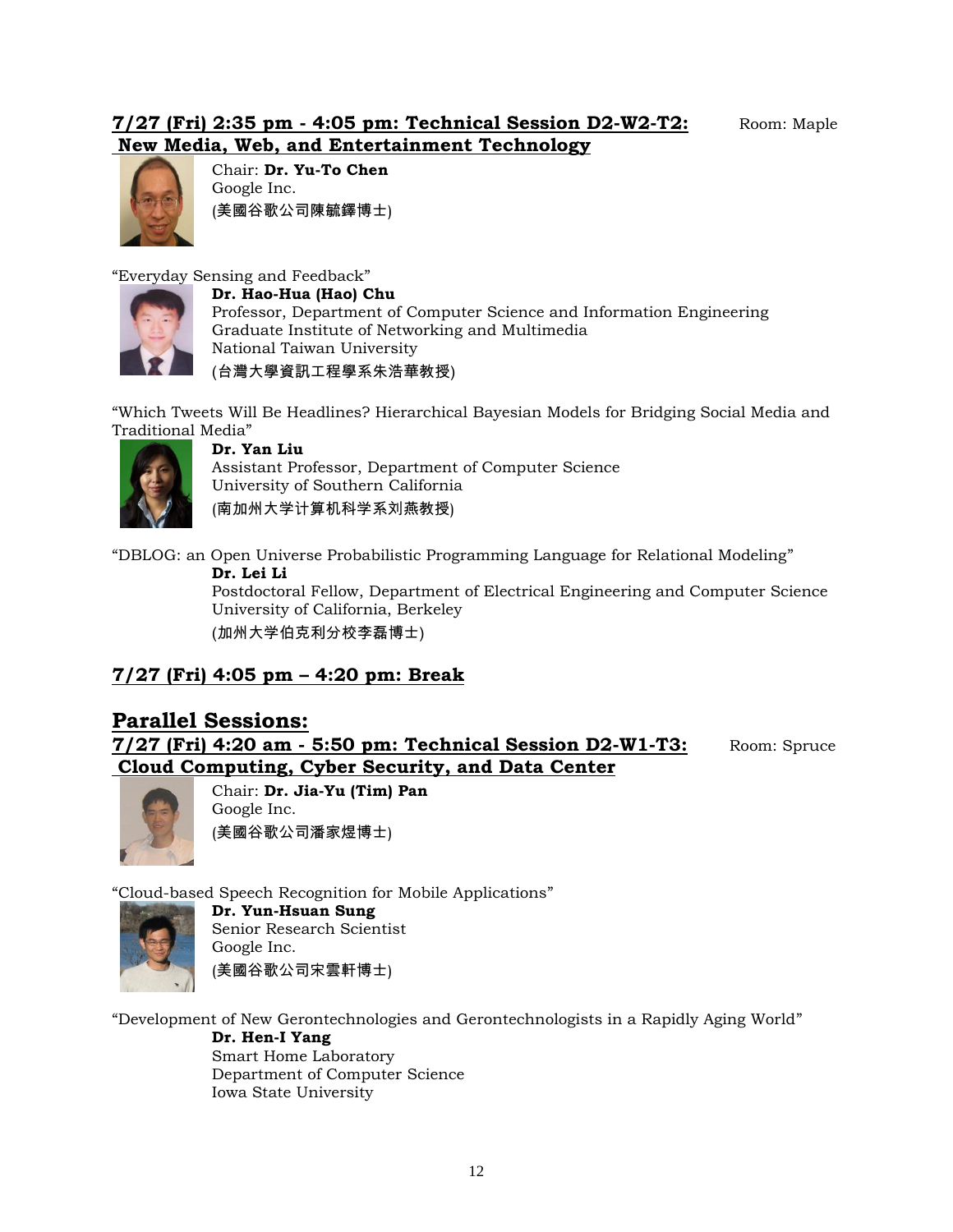### **7/27 (Fri) 2:35 pm - 4:05 pm: Technical Session D2-W2-T2: New Media, Web, and Entertainment Technology**

Room: Maple

Chair: **Dr. Yu-To Chen**
Google Inc.
(美國谷歌公司陳毓鐸博士)

"Everyday Sensing and Feedback"

**Dr. Hao-Hua (Hao) Chu**
Professor, Department of Computer Science and Information Engineering
Graduate Institute of Networking and Multimedia
National Taiwan University
(台灣大學資訊工程學系朱浩華教授)

"Which Tweets Will Be Headlines? Hierarchical Bayesian Models for Bridging Social Media and Traditional Media"

**Dr. Yan Liu**
Assistant Professor, Department of Computer Science
University of Southern California
(南加州大学计算机科学系刘燕教授)

"DBLOG: an Open Universe Probabilistic Programming Language for Relational Modeling"

**Dr. Lei Li**
Postdoctoral Fellow, Department of Electrical Engineering and Computer Science
University of California, Berkeley
(加州大学伯克利分校李磊博士)

### **7/27 (Fri) 4:05 pm – 4:20 pm: Break**

## **Parallel Sessions:**

### **7/27 (Fri) 4:20 am - 5:50 pm: Technical Session D2-W1-T3: Cloud Computing, Cyber Security, and Data Center**

Room: Spruce

Chair: **Dr. Jia-Yu (Tim) Pan**
Google Inc.
(美國谷歌公司潘家煜博士)

"Cloud-based Speech Recognition for Mobile Applications"

**Dr. Yun-Hsuan Sung**
Senior Research Scientist
Google Inc.
(美國谷歌公司宋雲軒博士)

"Development of New Gerontechnologies and Gerontechnologists in a Rapidly Aging World"

**Dr. Hen-I Yang**
Smart Home Laboratory
Department of Computer Science
Iowa State University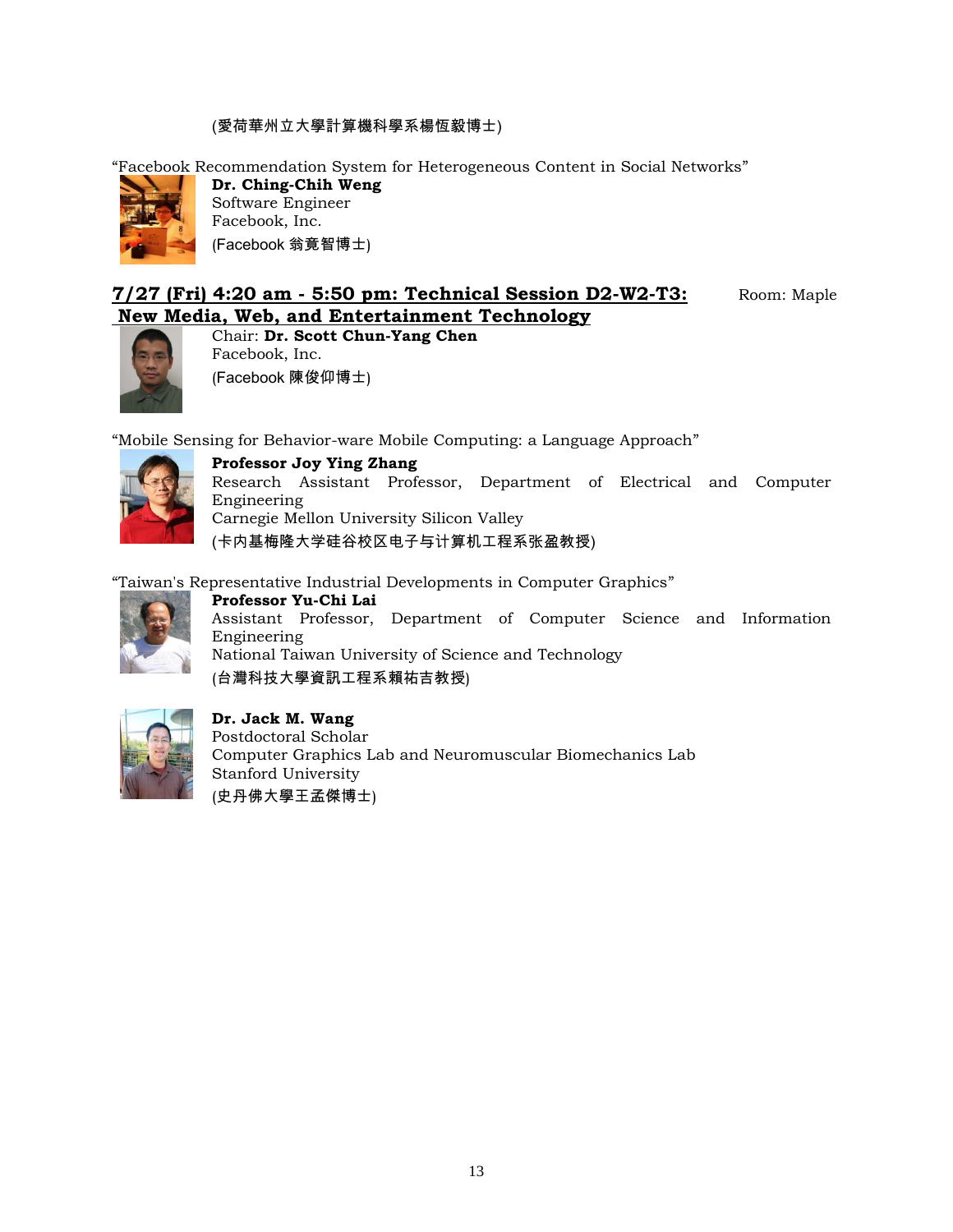(愛荷華州立大學計算機科學系楊恆毅博士)

"Facebook Recommendation System for Heterogeneous Content in Social Networks"

**Dr. Ching-Chih Weng**
Software Engineer
Facebook, Inc.
(Facebook 翁竟智博士)

## 7/27 (Fri) 4:20 am - 5:50 pm: Technical Session D2-W2-T3: New Media, Web, and Entertainment Technology

Room: Maple

Chair: **Dr. Scott Chun-Yang Chen**
Facebook, Inc.
(Facebook 陳俊仰博士)

"Mobile Sensing for Behavior-ware Mobile Computing: a Language Approach"

**Professor Joy Ying Zhang**
Research Assistant Professor, Department of Electrical and Computer Engineering
Carnegie Mellon University Silicon Valley
(卡内基梅隆大学硅谷校区电子与计算机工程系张盈教授)

"Taiwan's Representative Industrial Developments in Computer Graphics"

**Professor Yu-Chi Lai**
Assistant Professor, Department of Computer Science and Information Engineering
National Taiwan University of Science and Technology
(台灣科技大學資訊工程系賴祐吉教授)

**Dr. Jack M. Wang**
Postdoctoral Scholar
Computer Graphics Lab and Neuromuscular Biomechanics Lab
Stanford University
(史丹佛大學王孟傑博士)